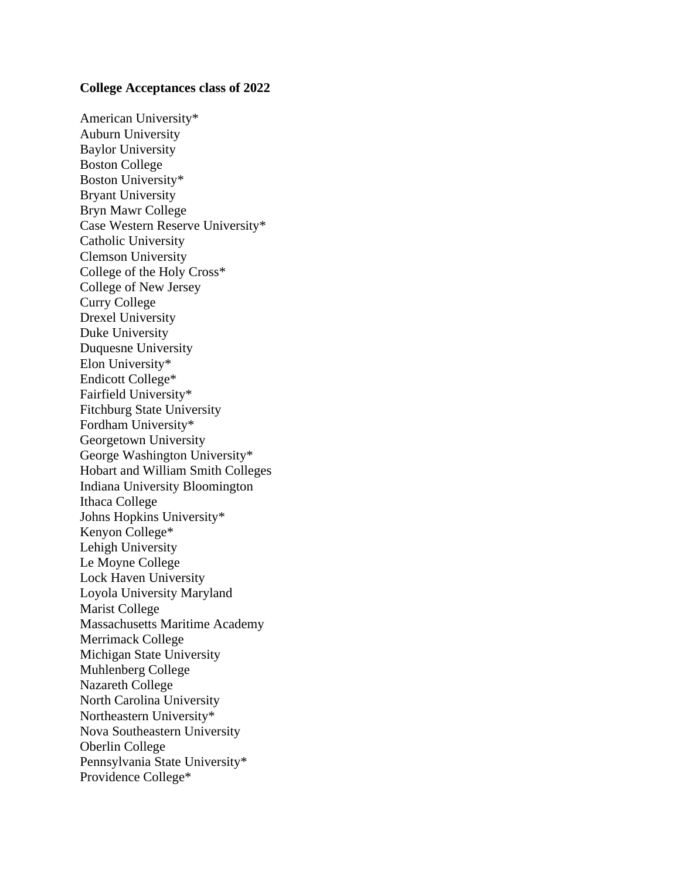**College Acceptances class of 2022**

American University*  
Auburn University  
Baylor University  
Boston College  
Boston University*  
Bryant University  
Bryn Mawr College  
Case Western Reserve University*  
Catholic University  
Clemson University  
College of the Holy Cross*  
College of New Jersey  
Curry College  
Drexel University  
Duke University  
Duquesne University  
Elon University*  
Endicott College*  
Fairfield University*  
Fitchburg State University  
Fordham University*  
Georgetown University  
George Washington University*  
Hobart and William Smith Colleges  
Indiana University Bloomington  
Ithaca College  
Johns Hopkins University*  
Kenyon College*  
Lehigh University  
Le Moyne College  
Lock Haven University  
Loyola University Maryland  
Marist College  
Massachusetts Maritime Academy  
Merrimack College  
Michigan State University  
Muhlenberg College  
Nazareth College  
North Carolina University  
Northeastern University*  
Nova Southeastern University  
Oberlin College  
Pennsylvania State University*  
Providence College*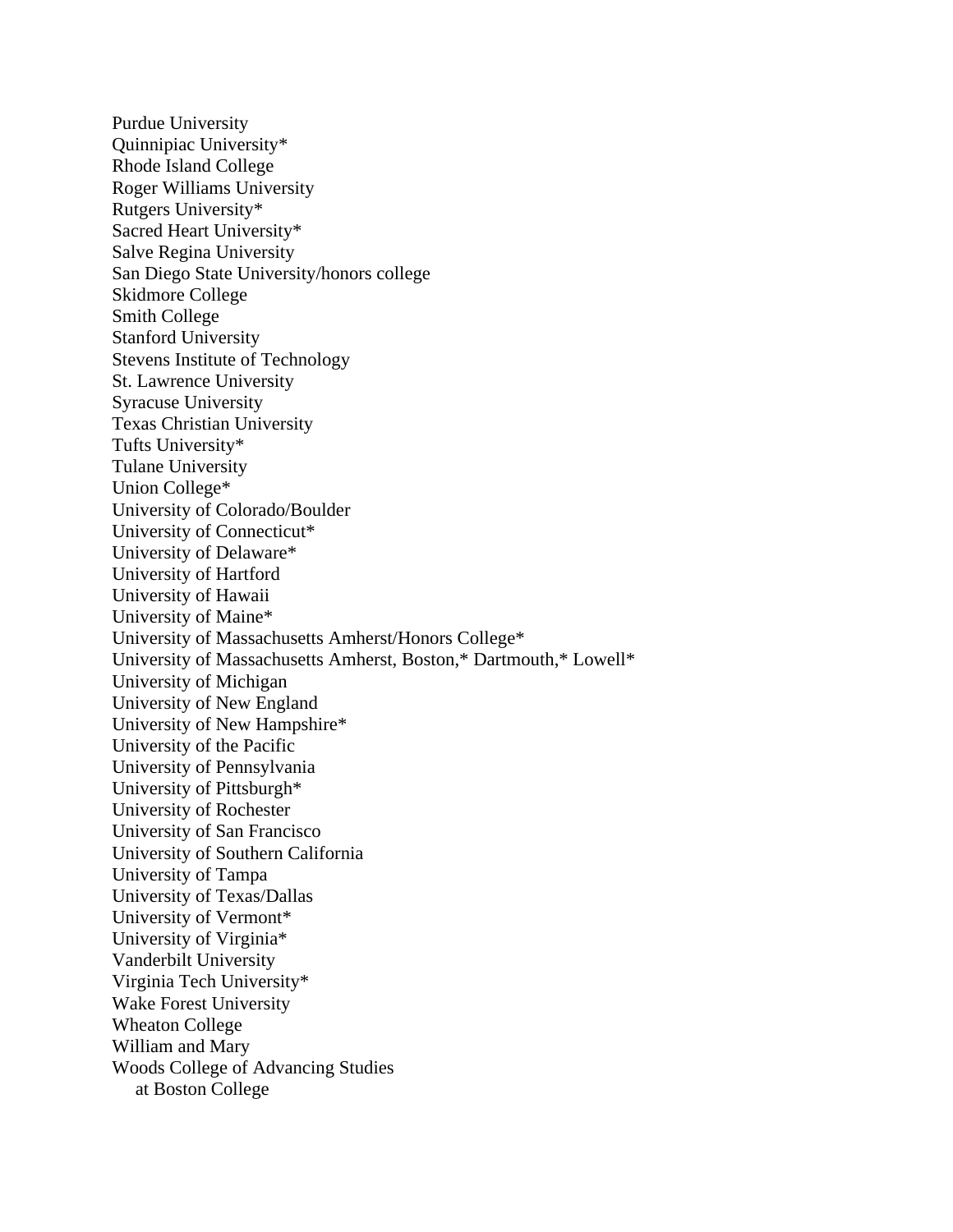Purdue University
Quinnipiac University*
Rhode Island College
Roger Williams University
Rutgers University*
Sacred Heart University*
Salve Regina University
San Diego State University/honors college
Skidmore College
Smith College
Stanford University
Stevens Institute of Technology
St. Lawrence University
Syracuse University
Texas Christian University
Tufts University*
Tulane University
Union College*
University of Colorado/Boulder
University of Connecticut*
University of Delaware*
University of Hartford
University of Hawaii
University of Maine*
University of Massachusetts Amherst/Honors College*
University of Massachusetts Amherst, Boston,* Dartmouth,* Lowell*
University of Michigan
University of New England
University of New Hampshire*
University of the Pacific
University of Pennsylvania
University of Pittsburgh*
University of Rochester
University of San Francisco
University of Southern California
University of Tampa
University of Texas/Dallas
University of Vermont*
University of Virginia*
Vanderbilt University
Virginia Tech University*
Wake Forest University
Wheaton College
William and Mary
Woods College of Advancing Studies
at Boston College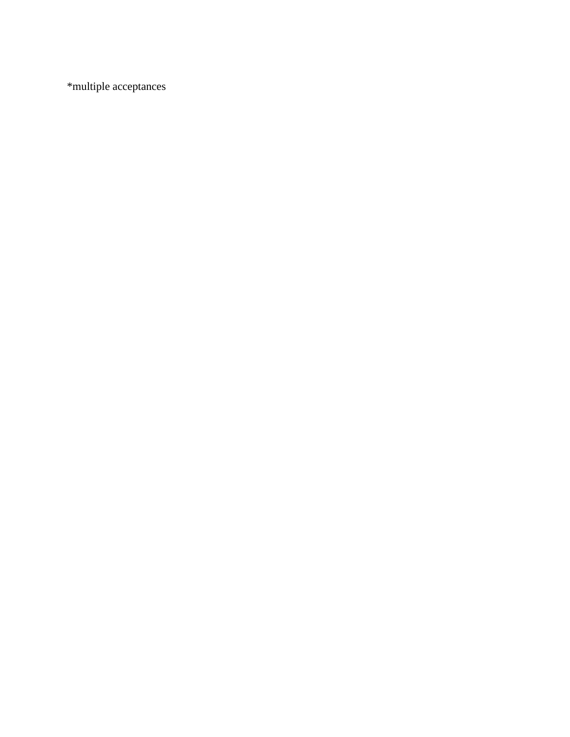*multiple acceptances